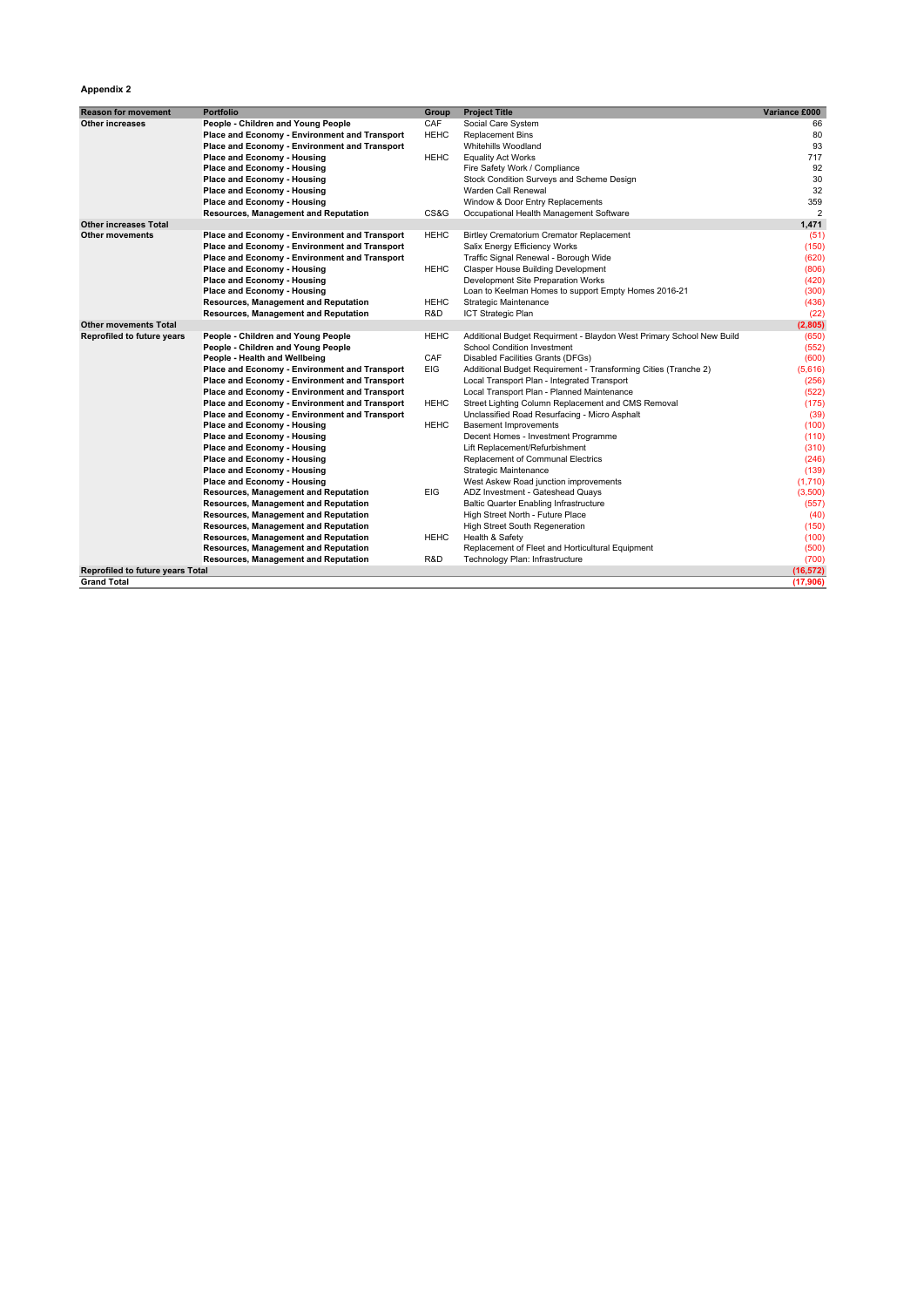**Appendix 2**

| Reason for movement | Portfolio | Group | Project Title | Variance £000 |
|---|---|---|---|---|
| **Other increases** | **People - Children and Young People** | CAF | Social Care System | 66 |
| | **Place and Economy - Environment and Transport** | HEHC | Replacement Bins | 80 |
| | **Place and Economy - Environment and Transport** | | Whitehills Woodland | 93 |
| | **Place and Economy - Housing** | HEHC | Equality Act Works | 717 |
| | **Place and Economy - Housing** | | Fire Safety Work / Compliance | 92 |
| | **Place and Economy - Housing** | | Stock Condition Surveys and Scheme Design | 30 |
| | **Place and Economy - Housing** | | Warden Call Renewal | 32 |
| | **Place and Economy - Housing** | | Window & Door Entry Replacements | 359 |
| | **Resources, Management and Reputation** | CS&G | Occupational Health Management Software | 2 |
| **Other increases Total** | | | | **1,471** |
| **Other movements** | **Place and Economy - Environment and Transport** | HEHC | Birtley Crematorium Cremator Replacement | (51) |
| | **Place and Economy - Environment and Transport** | | Salix Energy Efficiency Works | (150) |
| | **Place and Economy - Environment and Transport** | | Traffic Signal Renewal - Borough Wide | (620) |
| | **Place and Economy - Housing** | HEHC | Clasper House Building Development | (806) |
| | **Place and Economy - Housing** | | Development Site Preparation Works | (420) |
| | **Place and Economy - Housing** | | Loan to Keelman Homes to support Empty Homes 2016-21 | (300) |
| | **Resources, Management and Reputation** | HEHC | Strategic Maintenance | (436) |
| | **Resources, Management and Reputation** | R&D | ICT Strategic Plan | (22) |
| **Other movements Total** | | | | **(2,805)** |
| **Reprofiled to future years** | **People - Children and Young People** | HEHC | Additional Budget Requirment - Blaydon West Primary School New Build | (650) |
| | **People - Children and Young People** | | School Condition Investment | (552) |
| | **People - Health and Wellbeing** | CAF | Disabled Facilities Grants (DFGs) | (600) |
| | **Place and Economy - Environment and Transport** | EIG | Additional Budget Requirement - Transforming Cities (Tranche 2) | (5,616) |
| | **Place and Economy - Environment and Transport** | | Local Transport Plan - Integrated Transport | (256) |
| | **Place and Economy - Environment and Transport** | | Local Transport Plan - Planned Maintenance | (522) |
| | **Place and Economy - Environment and Transport** | HEHC | Street Lighting Column Replacement and CMS Removal | (175) |
| | **Place and Economy - Environment and Transport** | | Unclassified Road Resurfacing - Micro Asphalt | (39) |
| | **Place and Economy - Housing** | HEHC | Basement Improvements | (100) |
| | **Place and Economy - Housing** | | Decent Homes - Investment Programme | (110) |
| | **Place and Economy - Housing** | | Lift Replacement/Refurbishment | (310) |
| | **Place and Economy - Housing** | | Replacement of Communal Electrics | (246) |
| | **Place and Economy - Housing** | | Strategic Maintenance | (139) |
| | **Place and Economy - Housing** | | West Askew Road junction improvements | (1,710) |
| | **Resources, Management and Reputation** | EIG | ADZ Investment - Gateshead Quays | (3,500) |
| | **Resources, Management and Reputation** | | Baltic Quarter Enabling Infrastructure | (557) |
| | **Resources, Management and Reputation** | | High Street North - Future Place | (40) |
| | **Resources, Management and Reputation** | | High Street South Regeneration | (150) |
| | **Resources, Management and Reputation** | HEHC | Health & Safety | (100) |
| | **Resources, Management and Reputation** | | Replacement of Fleet and Horticultural Equipment | (500) |
| | **Resources, Management and Reputation** | R&D | Technology Plan: Infrastructure | (700) |
| **Reprofiled to future years Total** | | | | **(16,572)** |
| **Grand Total** | | | | **(17,906)** |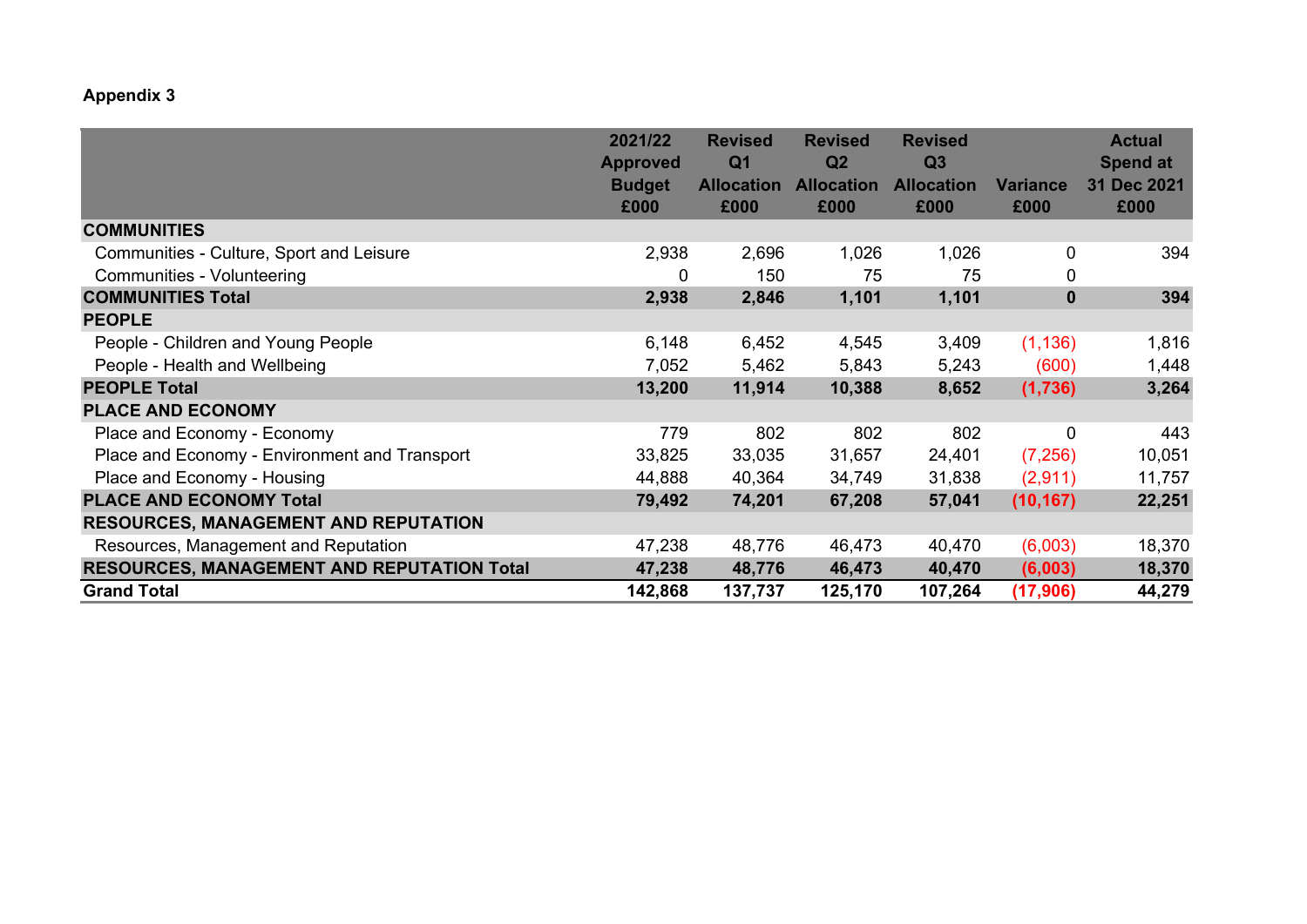**Appendix 3**

| | 2021/22 Approved Budget £000 | Revised Q1 Allocation £000 | Revised Q2 Allocation £000 | Revised Q3 Allocation £000 | Variance £000 | Actual Spend at 31 Dec 2021 £000 |
|---|---|---|---|---|---|---|
| **COMMUNITIES** | | | | | | |
| Communities - Culture, Sport and Leisure | 2,938 | 2,696 | 1,026 | 1,026 | 0 | 394 |
| Communities - Volunteering | 0 | 150 | 75 | 75 | 0 | |
| **COMMUNITIES Total** | **2,938** | **2,846** | **1,101** | **1,101** | **0** | **394** |
| **PEOPLE** | | | | | | |
| People - Children and Young People | 6,148 | 6,452 | 4,545 | 3,409 | (1,136) | 1,816 |
| People - Health and Wellbeing | 7,052 | 5,462 | 5,843 | 5,243 | (600) | 1,448 |
| **PEOPLE Total** | **13,200** | **11,914** | **10,388** | **8,652** | **(1,736)** | **3,264** |
| **PLACE AND ECONOMY** | | | | | | |
| Place and Economy - Economy | 779 | 802 | 802 | 802 | 0 | 443 |
| Place and Economy - Environment and Transport | 33,825 | 33,035 | 31,657 | 24,401 | (7,256) | 10,051 |
| Place and Economy - Housing | 44,888 | 40,364 | 34,749 | 31,838 | (2,911) | 11,757 |
| **PLACE AND ECONOMY Total** | **79,492** | **74,201** | **67,208** | **57,041** | **(10,167)** | **22,251** |
| **RESOURCES, MANAGEMENT AND REPUTATION** | | | | | | |
| Resources, Management and Reputation | 47,238 | 48,776 | 46,473 | 40,470 | (6,003) | 18,370 |
| **RESOURCES, MANAGEMENT AND REPUTATION Total** | **47,238** | **48,776** | **46,473** | **40,470** | **(6,003)** | **18,370** |
| **Grand Total** | **142,868** | **137,737** | **125,170** | **107,264** | **(17,906)** | **44,279** |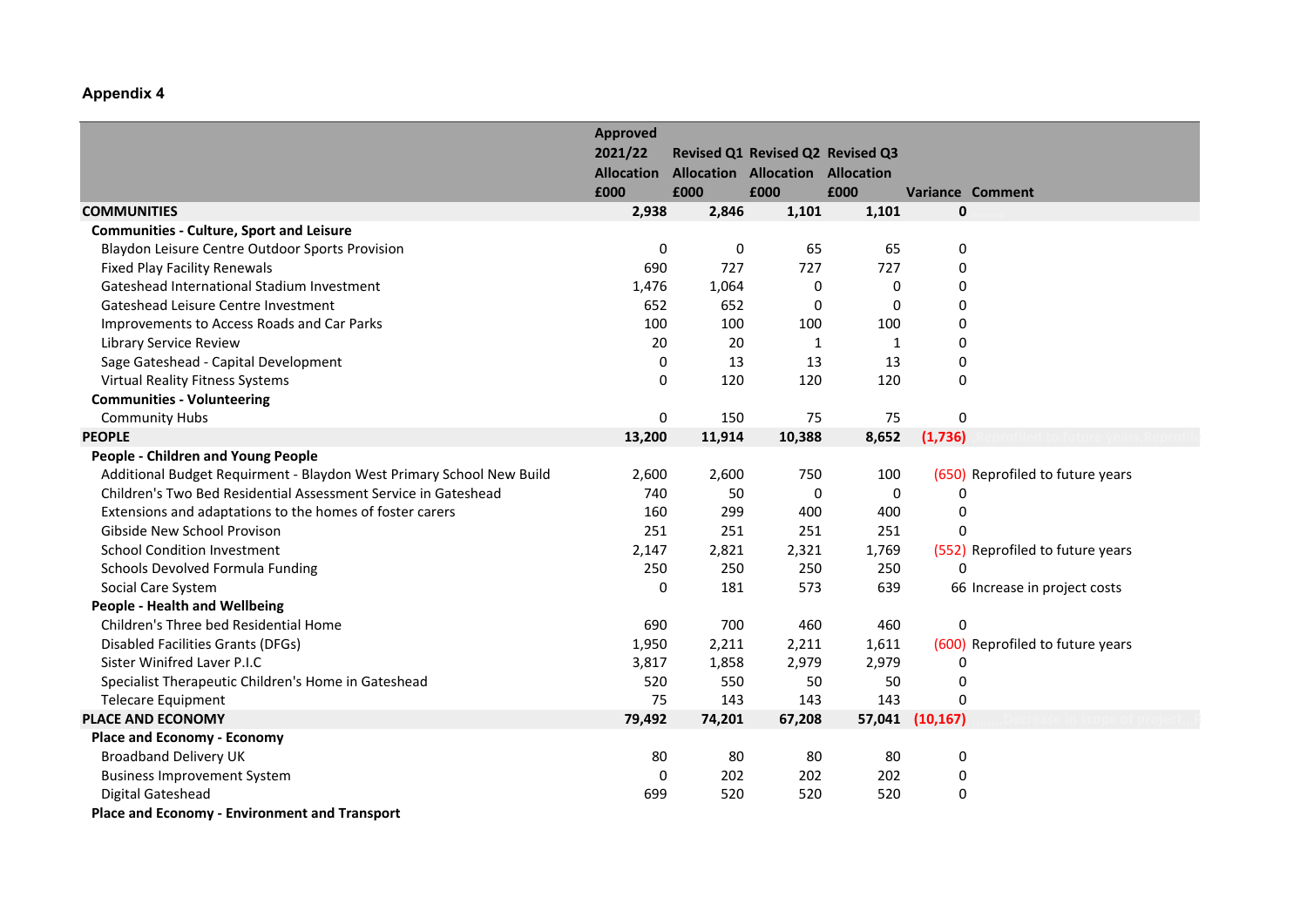## Appendix 4

| | Approved 2021/22 Allocation £000 | Revised Q1 Allocation £000 | Revised Q2 Allocation £000 | Revised Q3 Allocation £000 | Variance | Comment |
|---|---|---|---|---|---|---|
| **COMMUNITIES** | **2,938** | **2,846** | **1,101** | **1,101** | **0** | |
| **Communities - Culture, Sport and Leisure** | | | | | | |
| Blaydon Leisure Centre Outdoor Sports Provision | 0 | 0 | 65 | 65 | 0 | |
| Fixed Play Facility Renewals | 690 | 727 | 727 | 727 | 0 | |
| Gateshead International Stadium Investment | 1,476 | 1,064 | 0 | 0 | 0 | |
| Gateshead Leisure Centre Investment | 652 | 652 | 0 | 0 | 0 | |
| Improvements to Access Roads and Car Parks | 100 | 100 | 100 | 100 | 0 | |
| Library Service Review | 20 | 20 | 1 | 1 | 0 | |
| Sage Gateshead - Capital Development | 0 | 13 | 13 | 13 | 0 | |
| Virtual Reality Fitness Systems | 0 | 120 | 120 | 120 | 0 | |
| **Communities - Volunteering** | | | | | | |
| Community Hubs | 0 | 150 | 75 | 75 | 0 | |
| **PEOPLE** | **13,200** | **11,914** | **10,388** | **8,652** | **(1,736)** | |
| **People - Children and Young People** | | | | | | |
| Additional Budget Requirment - Blaydon West Primary School New Build | 2,600 | 2,600 | 750 | 100 | (650) | Reprofiled to future years |
| Children's Two Bed Residential Assessment Service in Gateshead | 740 | 50 | 0 | 0 | 0 | |
| Extensions and adaptations to the homes of foster carers | 160 | 299 | 400 | 400 | 0 | |
| Gibside New School Provison | 251 | 251 | 251 | 251 | 0 | |
| School Condition Investment | 2,147 | 2,821 | 2,321 | 1,769 | (552) | Reprofiled to future years |
| Schools Devolved Formula Funding | 250 | 250 | 250 | 250 | 0 | |
| Social Care System | 0 | 181 | 573 | 639 | 66 | Increase in project costs |
| **People - Health and Wellbeing** | | | | | | |
| Children's Three bed Residential Home | 690 | 700 | 460 | 460 | 0 | |
| Disabled Facilities Grants (DFGs) | 1,950 | 2,211 | 2,211 | 1,611 | (600) | Reprofiled to future years |
| Sister Winifred Laver P.I.C | 3,817 | 1,858 | 2,979 | 2,979 | 0 | |
| Specialist Therapeutic Children's Home in Gateshead | 520 | 550 | 50 | 50 | 0 | |
| Telecare Equipment | 75 | 143 | 143 | 143 | 0 | |
| **PLACE AND ECONOMY** | **79,492** | **74,201** | **67,208** | **57,041** | **(10,167)** | |
| **Place and Economy - Economy** | | | | | | |
| Broadband Delivery UK | 80 | 80 | 80 | 80 | 0 | |
| Business Improvement System | 0 | 202 | 202 | 202 | 0 | |
| Digital Gateshead | 699 | 520 | 520 | 520 | 0 | |
| **Place and Economy - Environment and Transport** | | | | | | |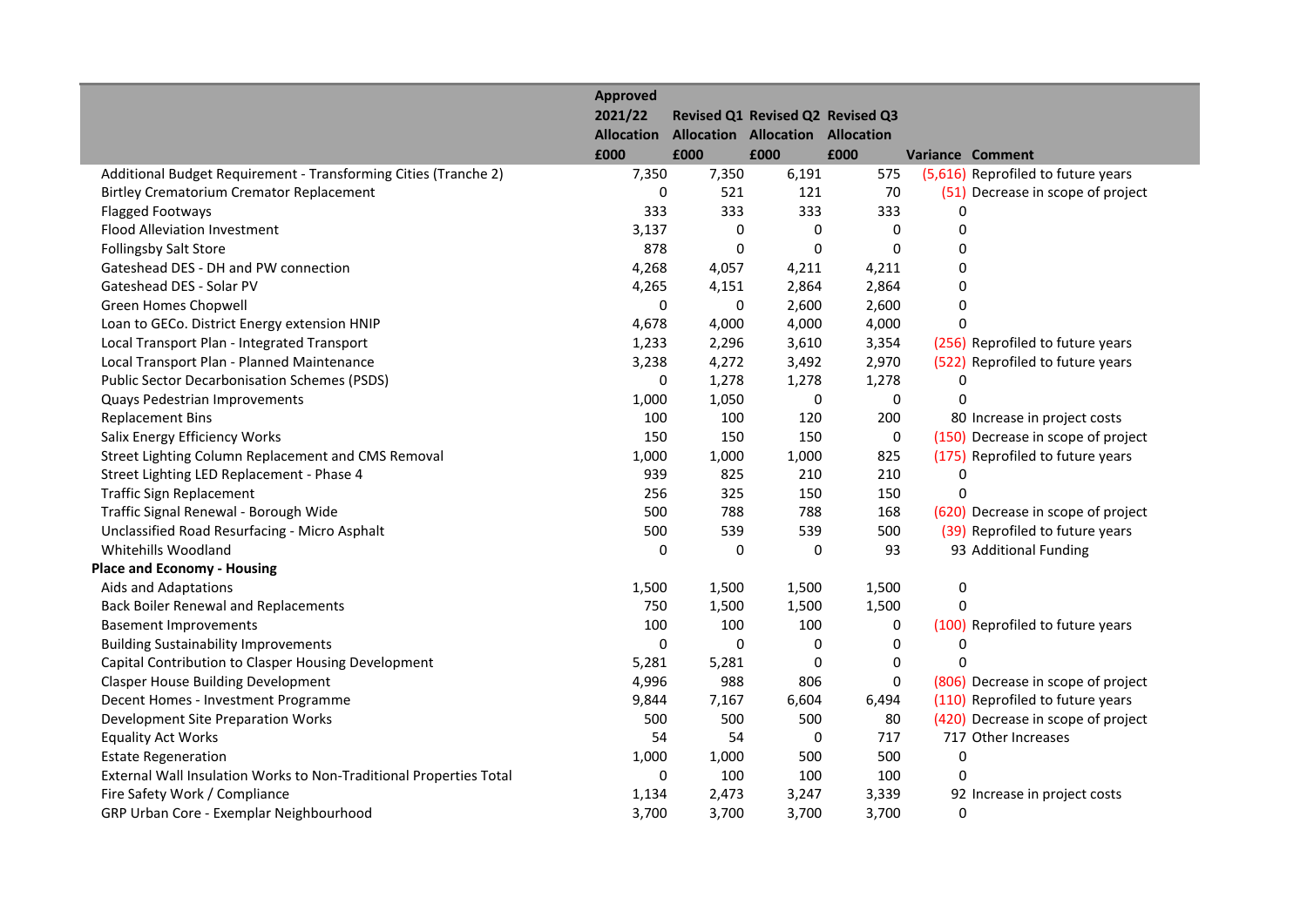| | Approved 2021/22 Allocation £000 | Revised Q1 Allocation £000 | Revised Q2 Allocation £000 | Revised Q3 Allocation £000 | Variance | Comment |
|---|---|---|---|---|---|---|
| Additional Budget Requirement - Transforming Cities (Tranche 2) | 7,350 | 7,350 | 6,191 | 575 | (5,616) | Reprofiled to future years |
| Birtley Crematorium Cremator Replacement | 0 | 521 | 121 | 70 | (51) | Decrease in scope of project |
| Flagged Footways | 333 | 333 | 333 | 333 | 0 | |
| Flood Alleviation Investment | 3,137 | 0 | 0 | 0 | 0 | |
| Follingsby Salt Store | 878 | 0 | 0 | 0 | 0 | |
| Gateshead DES - DH and PW connection | 4,268 | 4,057 | 4,211 | 4,211 | 0 | |
| Gateshead DES - Solar PV | 4,265 | 4,151 | 2,864 | 2,864 | 0 | |
| Green Homes Chopwell | 0 | 0 | 2,600 | 2,600 | 0 | |
| Loan to GECo. District Energy extension HNIP | 4,678 | 4,000 | 4,000 | 4,000 | 0 | |
| Local Transport Plan - Integrated Transport | 1,233 | 2,296 | 3,610 | 3,354 | (256) | Reprofiled to future years |
| Local Transport Plan - Planned Maintenance | 3,238 | 4,272 | 3,492 | 2,970 | (522) | Reprofiled to future years |
| Public Sector Decarbonisation Schemes (PSDS) | 0 | 1,278 | 1,278 | 1,278 | 0 | |
| Quays Pedestrian Improvements | 1,000 | 1,050 | 0 | 0 | 0 | |
| Replacement Bins | 100 | 100 | 120 | 200 | 80 | Increase in project costs |
| Salix Energy Efficiency Works | 150 | 150 | 150 | 0 | (150) | Decrease in scope of project |
| Street Lighting Column Replacement and CMS Removal | 1,000 | 1,000 | 1,000 | 825 | (175) | Reprofiled to future years |
| Street Lighting LED Replacement - Phase 4 | 939 | 825 | 210 | 210 | 0 | |
| Traffic Sign Replacement | 256 | 325 | 150 | 150 | 0 | |
| Traffic Signal Renewal - Borough Wide | 500 | 788 | 788 | 168 | (620) | Decrease in scope of project |
| Unclassified Road Resurfacing - Micro Asphalt | 500 | 539 | 539 | 500 | (39) | Reprofiled to future years |
| Whitehills Woodland | 0 | 0 | 0 | 93 | 93 | Additional Funding |
| **Place and Economy - Housing** | | | | | | |
| Aids and Adaptations | 1,500 | 1,500 | 1,500 | 1,500 | 0 | |
| Back Boiler Renewal and Replacements | 750 | 1,500 | 1,500 | 1,500 | 0 | |
| Basement Improvements | 100 | 100 | 100 | 0 | (100) | Reprofiled to future years |
| Building Sustainability Improvements | 0 | 0 | 0 | 0 | 0 | |
| Capital Contribution to Clasper Housing Development | 5,281 | 5,281 | 0 | 0 | 0 | |
| Clasper House Building Development | 4,996 | 988 | 806 | 0 | (806) | Decrease in scope of project |
| Decent Homes - Investment Programme | 9,844 | 7,167 | 6,604 | 6,494 | (110) | Reprofiled to future years |
| Development Site Preparation Works | 500 | 500 | 500 | 80 | (420) | Decrease in scope of project |
| Equality Act Works | 54 | 54 | 0 | 717 | 717 | Other Increases |
| Estate Regeneration | 1,000 | 1,000 | 500 | 500 | 0 | |
| External Wall Insulation Works to Non-Traditional Properties Total | 0 | 100 | 100 | 100 | 0 | |
| Fire Safety Work / Compliance | 1,134 | 2,473 | 3,247 | 3,339 | 92 | Increase in project costs |
| GRP Urban Core - Exemplar Neighbourhood | 3,700 | 3,700 | 3,700 | 3,700 | 0 | |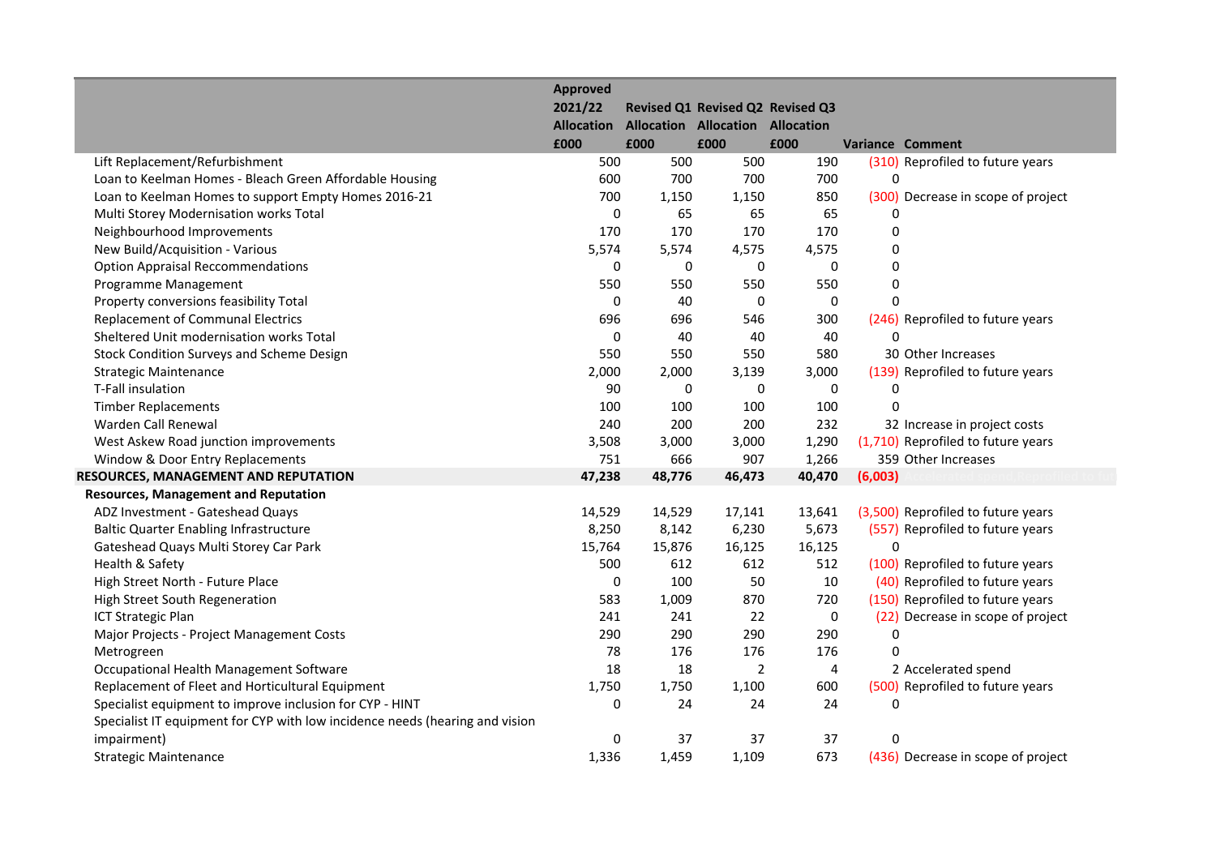| | Approved 2021/22 Allocation £000 | Revised Q1 Allocation £000 | Revised Q2 Allocation £000 | Revised Q3 Allocation £000 | Variance | Comment |
|---|---|---|---|---|---|---|
| Lift Replacement/Refurbishment | 500 | 500 | 500 | 190 | (310) | Reprofiled to future years |
| Loan to Keelman Homes - Bleach Green Affordable Housing | 600 | 700 | 700 | 700 | 0 | |
| Loan to Keelman Homes to support Empty Homes 2016-21 | 700 | 1,150 | 1,150 | 850 | (300) | Decrease in scope of project |
| Multi Storey Modernisation works Total | 0 | 65 | 65 | 65 | 0 | |
| Neighbourhood Improvements | 170 | 170 | 170 | 170 | 0 | |
| New Build/Acquisition - Various | 5,574 | 5,574 | 4,575 | 4,575 | 0 | |
| Option Appraisal Reccommendations | 0 | 0 | 0 | 0 | 0 | |
| Programme Management | 550 | 550 | 550 | 550 | 0 | |
| Property conversions feasibility Total | 0 | 40 | 0 | 0 | 0 | |
| Replacement of Communal Electrics | 696 | 696 | 546 | 300 | (246) | Reprofiled to future years |
| Sheltered Unit modernisation works Total | 0 | 40 | 40 | 40 | 0 | |
| Stock Condition Surveys and Scheme Design | 550 | 550 | 550 | 580 | 30 | Other Increases |
| Strategic Maintenance | 2,000 | 2,000 | 3,139 | 3,000 | (139) | Reprofiled to future years |
| T-Fall insulation | 90 | 0 | 0 | 0 | 0 | |
| Timber Replacements | 100 | 100 | 100 | 100 | 0 | |
| Warden Call Renewal | 240 | 200 | 200 | 232 | 32 | Increase in project costs |
| West Askew Road junction improvements | 3,508 | 3,000 | 3,000 | 1,290 | (1,710) | Reprofiled to future years |
| Window & Door Entry Replacements | 751 | 666 | 907 | 1,266 | 359 | Other Increases |
| **RESOURCES, MANAGEMENT AND REPUTATION** | **47,238** | **48,776** | **46,473** | **40,470** | **(6,003)** | Accelerated spend Reprofiled to fut |
| **Resources, Management and Reputation** | | | | | | |
| ADZ Investment - Gateshead Quays | 14,529 | 14,529 | 17,141 | 13,641 | (3,500) | Reprofiled to future years |
| Baltic Quarter Enabling Infrastructure | 8,250 | 8,142 | 6,230 | 5,673 | (557) | Reprofiled to future years |
| Gateshead Quays Multi Storey Car Park | 15,764 | 15,876 | 16,125 | 16,125 | 0 | |
| Health & Safety | 500 | 612 | 612 | 512 | (100) | Reprofiled to future years |
| High Street North - Future Place | 0 | 100 | 50 | 10 | (40) | Reprofiled to future years |
| High Street South Regeneration | 583 | 1,009 | 870 | 720 | (150) | Reprofiled to future years |
| ICT Strategic Plan | 241 | 241 | 22 | 0 | (22) | Decrease in scope of project |
| Major Projects - Project Management Costs | 290 | 290 | 290 | 290 | 0 | |
| Metrogreen | 78 | 176 | 176 | 176 | 0 | |
| Occupational Health Management Software | 18 | 18 | 2 | 4 | 2 | Accelerated spend |
| Replacement of Fleet and Horticultural Equipment | 1,750 | 1,750 | 1,100 | 600 | (500) | Reprofiled to future years |
| Specialist equipment to improve inclusion for CYP - HINT | 0 | 24 | 24 | 24 | 0 | |
| Specialist IT equipment for CYP with low incidence needs (hearing and vision impairment) | 0 | 37 | 37 | 37 | 0 | |
| Strategic Maintenance | 1,336 | 1,459 | 1,109 | 673 | (436) | Decrease in scope of project |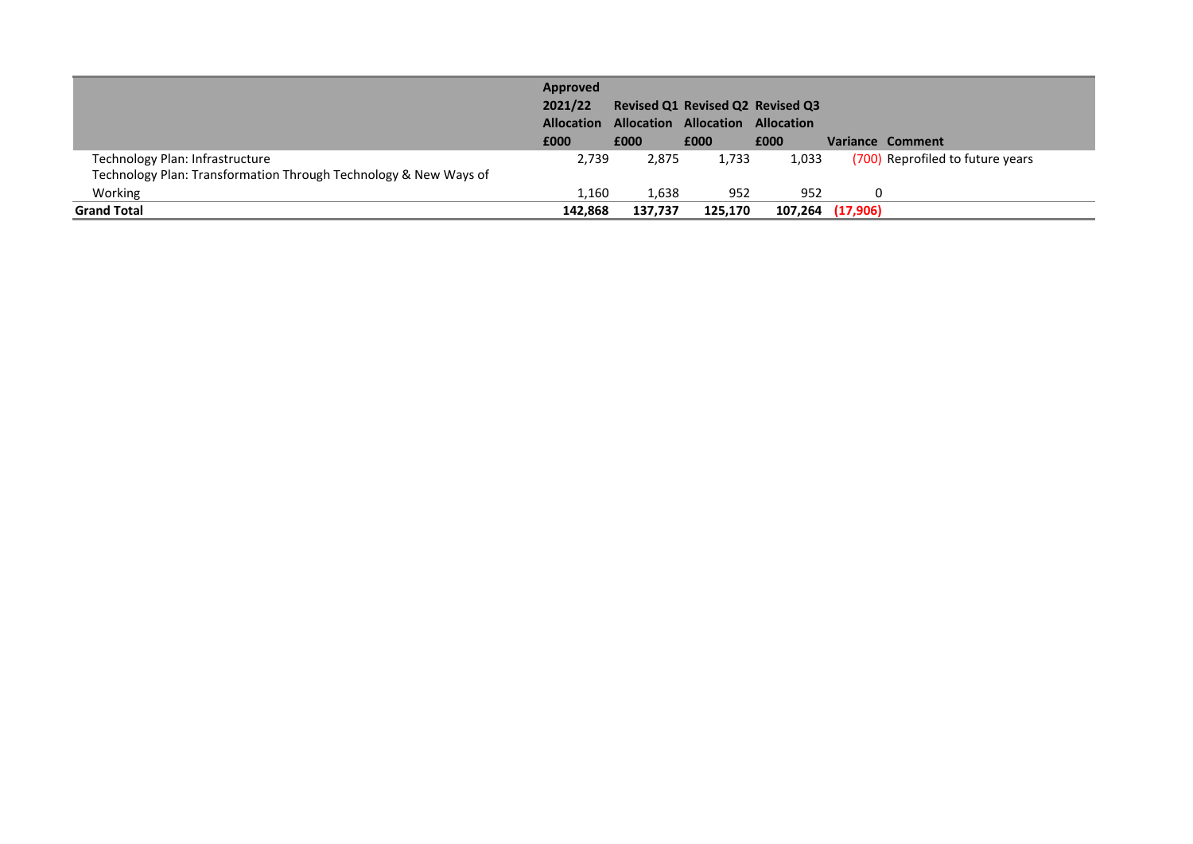| | Approved 2021/22 Allocation £000 | Revised Q1 Allocation £000 | Revised Q2 Allocation £000 | Revised Q3 Allocation £000 | Variance | Comment |
|---|---|---|---|---|---|---|
| Technology Plan: Infrastructure | 2,739 | 2,875 | 1,733 | 1,033 | (700) | Reprofiled to future years |
| Technology Plan: Transformation Through Technology & New Ways of Working | 1,160 | 1,638 | 952 | 952 | 0 | |
| **Grand Total** | **142,868** | **137,737** | **125,170** | **107,264** | **(17,906)** | |